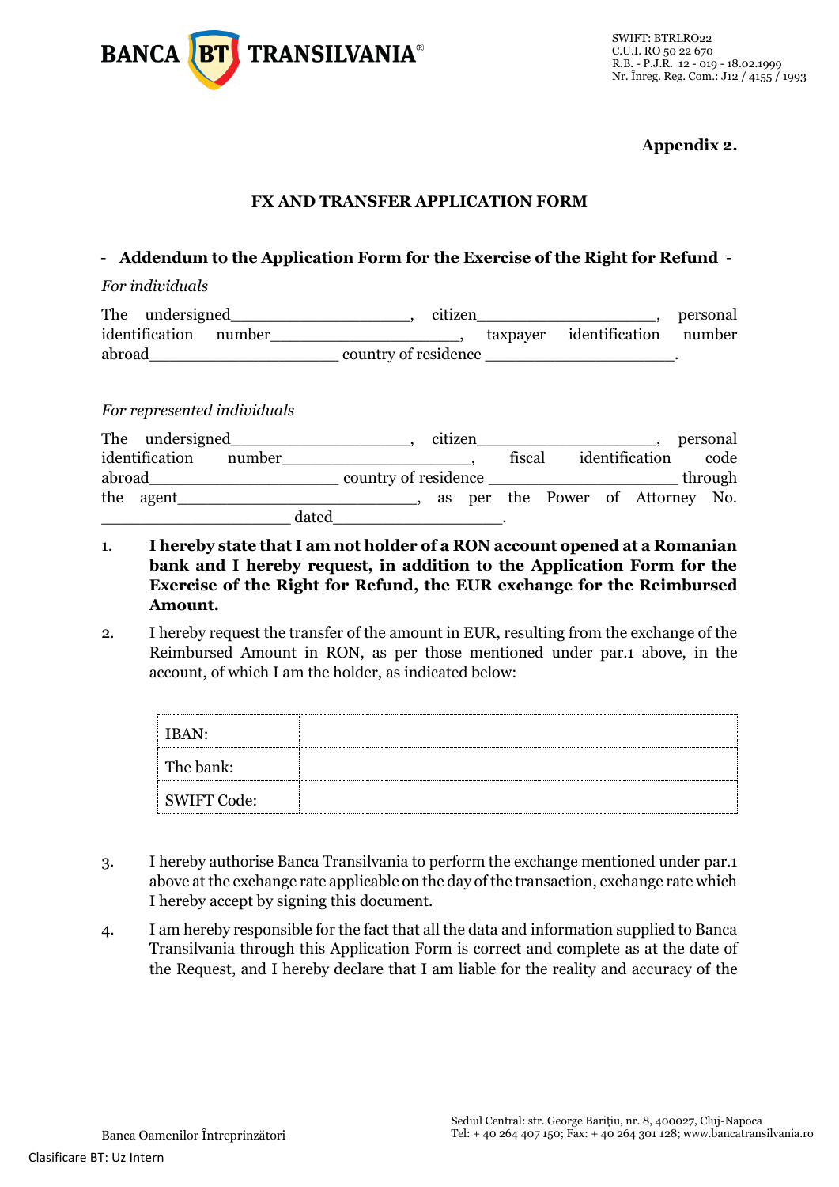**Appendix 2.**

## FX AND TRANSFER APPLICATION FORM

### - Addendum to the Application Form for the Exercise of the Right for Refund -

*For individuals*

The undersigned___________________, citizen___________________, personal identification number____________________, taxpayer identification number abroad____________________ country of residence ____________________.

*For represented individuals*

The undersigned____________________, citizen____________________, personal identification number____________________, fiscal identification code abroad____________________ country of residence ____________________ through the agent__________________________, as per the Power of Attorney No. ____________________ dated__________________.

1. **I hereby state that I am not holder of a RON account opened at a Romanian bank and I hereby request, in addition to the Application Form for the Exercise of the Right for Refund, the EUR exchange for the Reimbursed Amount.**
2. I hereby request the transfer of the amount in EUR, resulting from the exchange of the Reimbursed Amount in RON, as per those mentioned under par.1 above, in the account, of which I am the holder, as indicated below:

| | |
|---|---|
| IBAN: | |
| The bank: | |
| SWIFT Code: | |

3. I hereby authorise Banca Transilvania to perform the exchange mentioned under par.1 above at the exchange rate applicable on the day of the transaction, exchange rate which I hereby accept by signing this document.
4. I am hereby responsible for the fact that all the data and information supplied to Banca Transilvania through this Application Form is correct and complete as at the date of the Request, and I hereby declare that I am liable for the reality and accuracy of the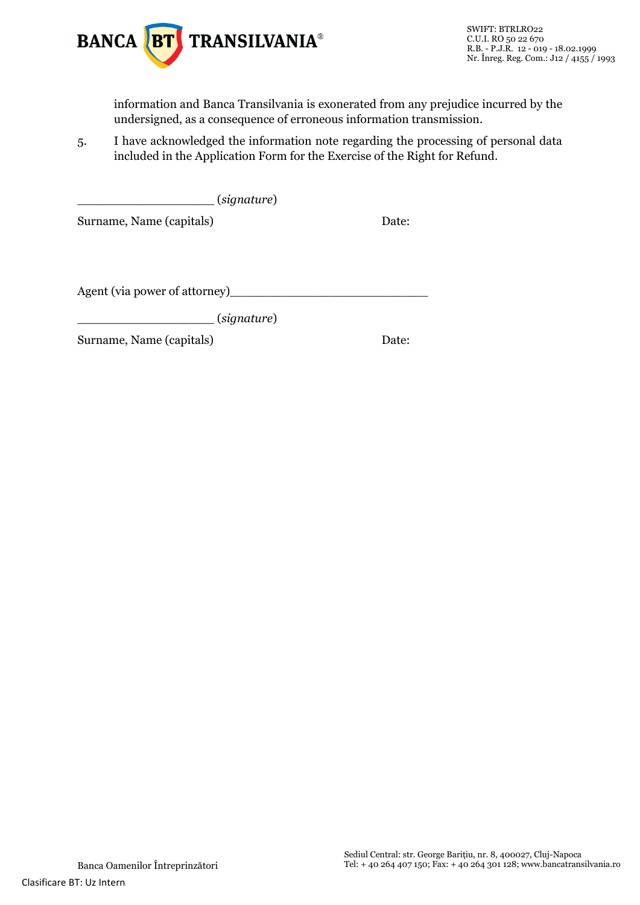information and Banca Transilvania is exonerated from any prejudice incurred by the undersigned, as a consequence of erroneous information transmission.

5. I have acknowledged the information note regarding the processing of personal data included in the Application Form for the Exercise of the Right for Refund.

__________________ (*signature*)

Surname, Name (capitals)                                        Date:

Agent (via power of attorney)__________________________

__________________ (*signature*)

Surname, Name (capitals)                                        Date: